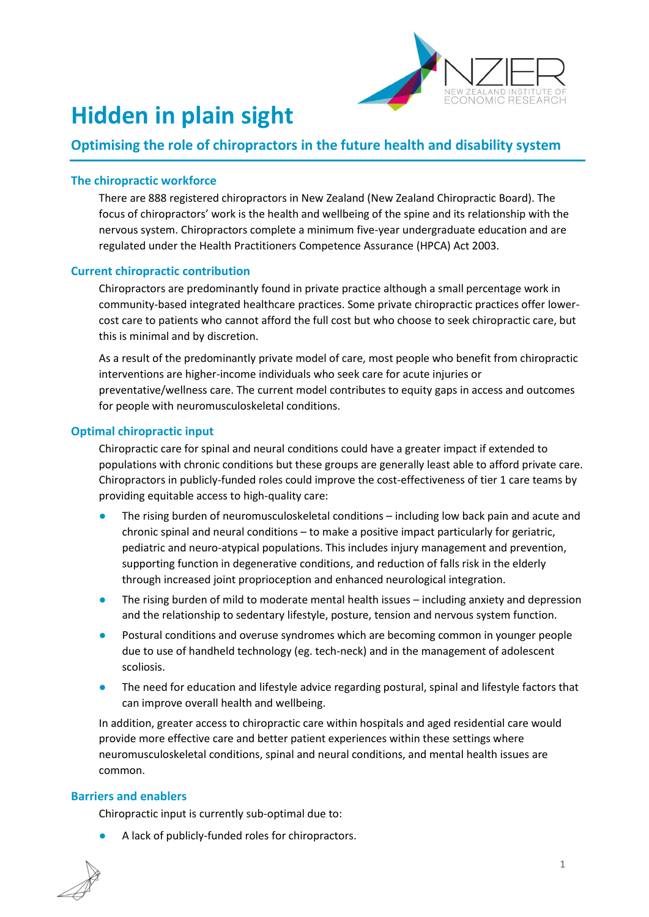# Hidden in plain sight

## Optimising the role of chiropractors in the future health and disability system

### The chiropractic workforce

There are 888 registered chiropractors in New Zealand (New Zealand Chiropractic Board). The focus of chiropractors' work is the health and wellbeing of the spine and its relationship with the nervous system. Chiropractors complete a minimum five-year undergraduate education and are regulated under the Health Practitioners Competence Assurance (HPCA) Act 2003.

### Current chiropractic contribution

Chiropractors are predominantly found in private practice although a small percentage work in community-based integrated healthcare practices. Some private chiropractic practices offer lower-cost care to patients who cannot afford the full cost but who choose to seek chiropractic care, but this is minimal and by discretion.

As a result of the predominantly private model of care, most people who benefit from chiropractic interventions are higher-income individuals who seek care for acute injuries or preventative/wellness care. The current model contributes to equity gaps in access and outcomes for people with neuromusculoskeletal conditions.

### Optimal chiropractic input

Chiropractic care for spinal and neural conditions could have a greater impact if extended to populations with chronic conditions but these groups are generally least able to afford private care. Chiropractors in publicly-funded roles could improve the cost-effectiveness of tier 1 care teams by providing equitable access to high-quality care:

- The rising burden of neuromusculoskeletal conditions – including low back pain and acute and chronic spinal and neural conditions – to make a positive impact particularly for geriatric, pediatric and neuro-atypical populations. This includes injury management and prevention, supporting function in degenerative conditions, and reduction of falls risk in the elderly through increased joint proprioception and enhanced neurological integration.
- The rising burden of mild to moderate mental health issues – including anxiety and depression and the relationship to sedentary lifestyle, posture, tension and nervous system function.
- Postural conditions and overuse syndromes which are becoming common in younger people due to use of handheld technology (eg. tech-neck) and in the management of adolescent scoliosis.
- The need for education and lifestyle advice regarding postural, spinal and lifestyle factors that can improve overall health and wellbeing.

In addition, greater access to chiropractic care within hospitals and aged residential care would provide more effective care and better patient experiences within these settings where neuromusculoskeletal conditions, spinal and neural conditions, and mental health issues are common.

### Barriers and enablers

Chiropractic input is currently sub-optimal due to:

- A lack of publicly-funded roles for chiropractors.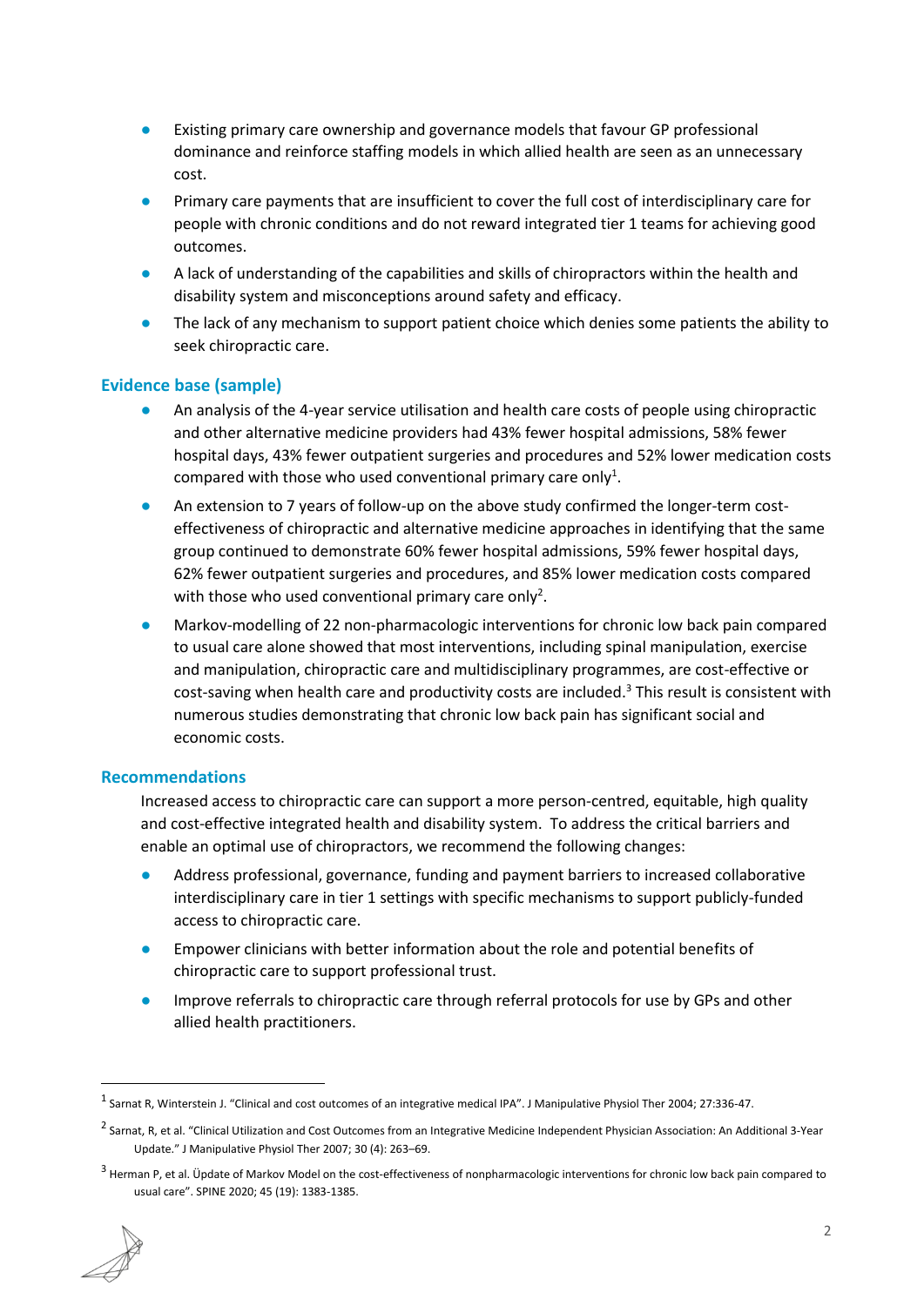- Existing primary care ownership and governance models that favour GP professional dominance and reinforce staffing models in which allied health are seen as an unnecessary cost.
- Primary care payments that are insufficient to cover the full cost of interdisciplinary care for people with chronic conditions and do not reward integrated tier 1 teams for achieving good outcomes.
- A lack of understanding of the capabilities and skills of chiropractors within the health and disability system and misconceptions around safety and efficacy.
- The lack of any mechanism to support patient choice which denies some patients the ability to seek chiropractic care.

## Evidence base (sample)

- An analysis of the 4-year service utilisation and health care costs of people using chiropractic and other alternative medicine providers had 43% fewer hospital admissions, 58% fewer hospital days, 43% fewer outpatient surgeries and procedures and 52% lower medication costs compared with those who used conventional primary care only[1].
- An extension to 7 years of follow-up on the above study confirmed the longer-term cost-effectiveness of chiropractic and alternative medicine approaches in identifying that the same group continued to demonstrate 60% fewer hospital admissions, 59% fewer hospital days, 62% fewer outpatient surgeries and procedures, and 85% lower medication costs compared with those who used conventional primary care only[2].
- Markov-modelling of 22 non-pharmacologic interventions for chronic low back pain compared to usual care alone showed that most interventions, including spinal manipulation, exercise and manipulation, chiropractic care and multidisciplinary programmes, are cost-effective or cost-saving when health care and productivity costs are included.[3] This result is consistent with numerous studies demonstrating that chronic low back pain has significant social and economic costs.

## Recommendations

Increased access to chiropractic care can support a more person-centred, equitable, high quality and cost-effective integrated health and disability system. To address the critical barriers and enable an optimal use of chiropractors, we recommend the following changes:

- Address professional, governance, funding and payment barriers to increased collaborative interdisciplinary care in tier 1 settings with specific mechanisms to support publicly-funded access to chiropractic care.
- Empower clinicians with better information about the role and potential benefits of chiropractic care to support professional trust.
- Improve referrals to chiropractic care through referral protocols for use by GPs and other allied health practitioners.

---

[1] Sarnat R, Winterstein J. "Clinical and cost outcomes of an integrative medical IPA". J Manipulative Physiol Ther 2004; 27:336-47.

[2] Sarnat, R, et al. "Clinical Utilization and Cost Outcomes from an Integrative Medicine Independent Physician Association: An Additional 3-Year Update." J Manipulative Physiol Ther 2007; 30 (4): 263–69.

[3] Herman P, et al. Üpdate of Markov Model on the cost-effectiveness of nonpharmacologic interventions for chronic low back pain compared to usual care". SPINE 2020; 45 (19): 1383-1385.